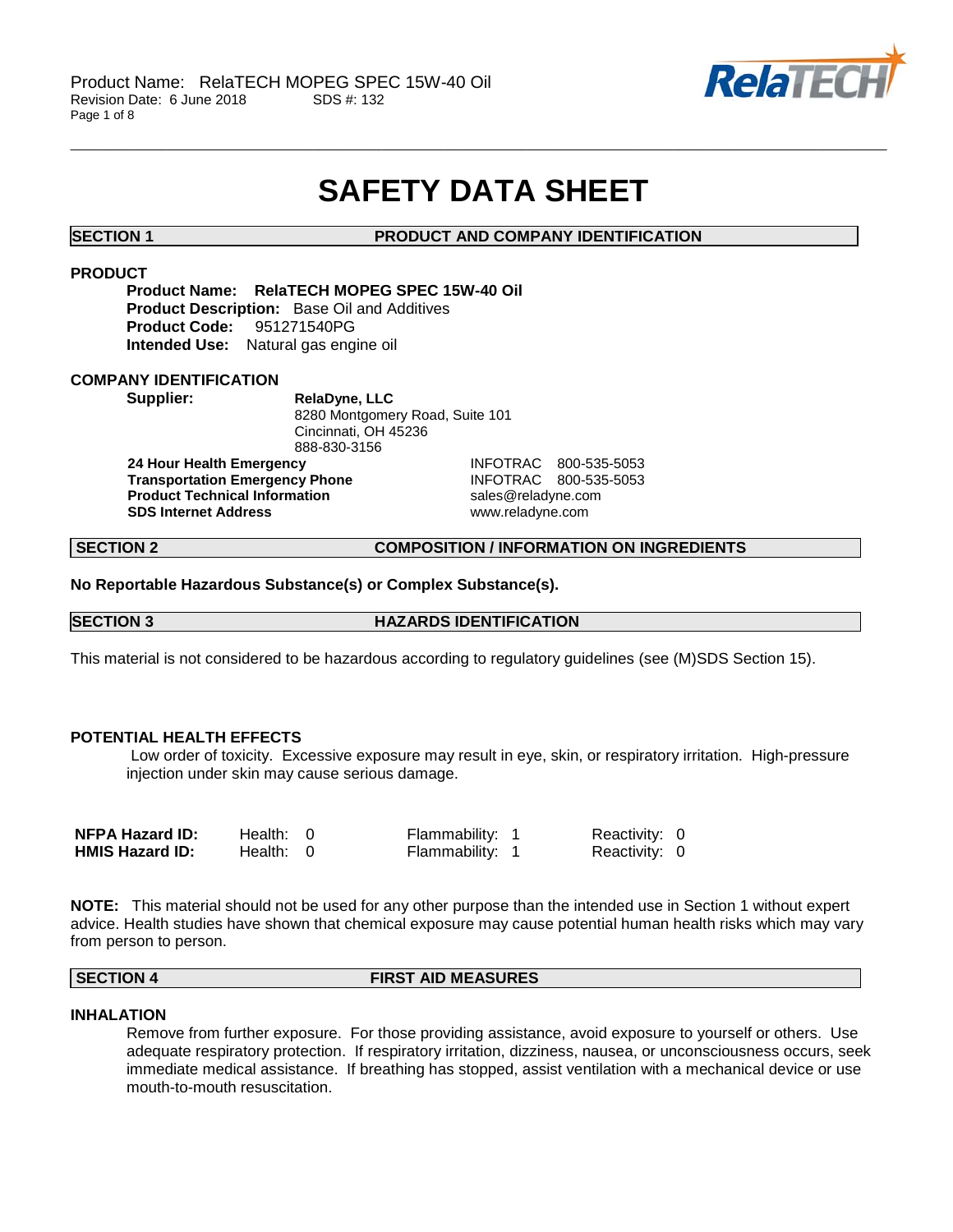# SAFETY DATA SHEET

## SECTION 1 PRODUCT AND COMPANY IDENTIFICATION

### PRODUCT

**Product Name: RelaTECH MOPEG SPEC 15W-40 Oil**
**Product Description:** Base Oil and Additives
**Product Code:** 951271540PG
**Intended Use:** Natural gas engine oil

### COMPANY IDENTIFICATION

**Supplier:** **RelaDyne, LLC**
8280 Montgomery Road, Suite 101
Cincinnati, OH 45236
888-830-3156

| | |
|---|---|
| **24 Hour Health Emergency** | INFOTRAC 800-535-5053 |
| **Transportation Emergency Phone** | INFOTRAC 800-535-5053 |
| **Product Technical Information** | sales@reladyne.com |
| **SDS Internet Address** | www.reladyne.com |

## SECTION 2 COMPOSITION / INFORMATION ON INGREDIENTS

**No Reportable Hazardous Substance(s) or Complex Substance(s).**

## SECTION 3 HAZARDS IDENTIFICATION

This material is not considered to be hazardous according to regulatory guidelines (see (M)SDS Section 15).

### POTENTIAL HEALTH EFFECTS

Low order of toxicity. Excessive exposure may result in eye, skin, or respiratory irritation. High-pressure injection under skin may cause serious damage.

| | | | |
|---|---|---|---|
| **NFPA Hazard ID:** | Health: 0 | Flammability: 1 | Reactivity: 0 |
| **HMIS Hazard ID:** | Health: 0 | Flammability: 1 | Reactivity: 0 |

**NOTE:** This material should not be used for any other purpose than the intended use in Section 1 without expert advice. Health studies have shown that chemical exposure may cause potential human health risks which may vary from person to person.

## SECTION 4 FIRST AID MEASURES

### INHALATION

Remove from further exposure. For those providing assistance, avoid exposure to yourself or others. Use adequate respiratory protection. If respiratory irritation, dizziness, nausea, or unconsciousness occurs, seek immediate medical assistance. If breathing has stopped, assist ventilation with a mechanical device or use mouth-to-mouth resuscitation.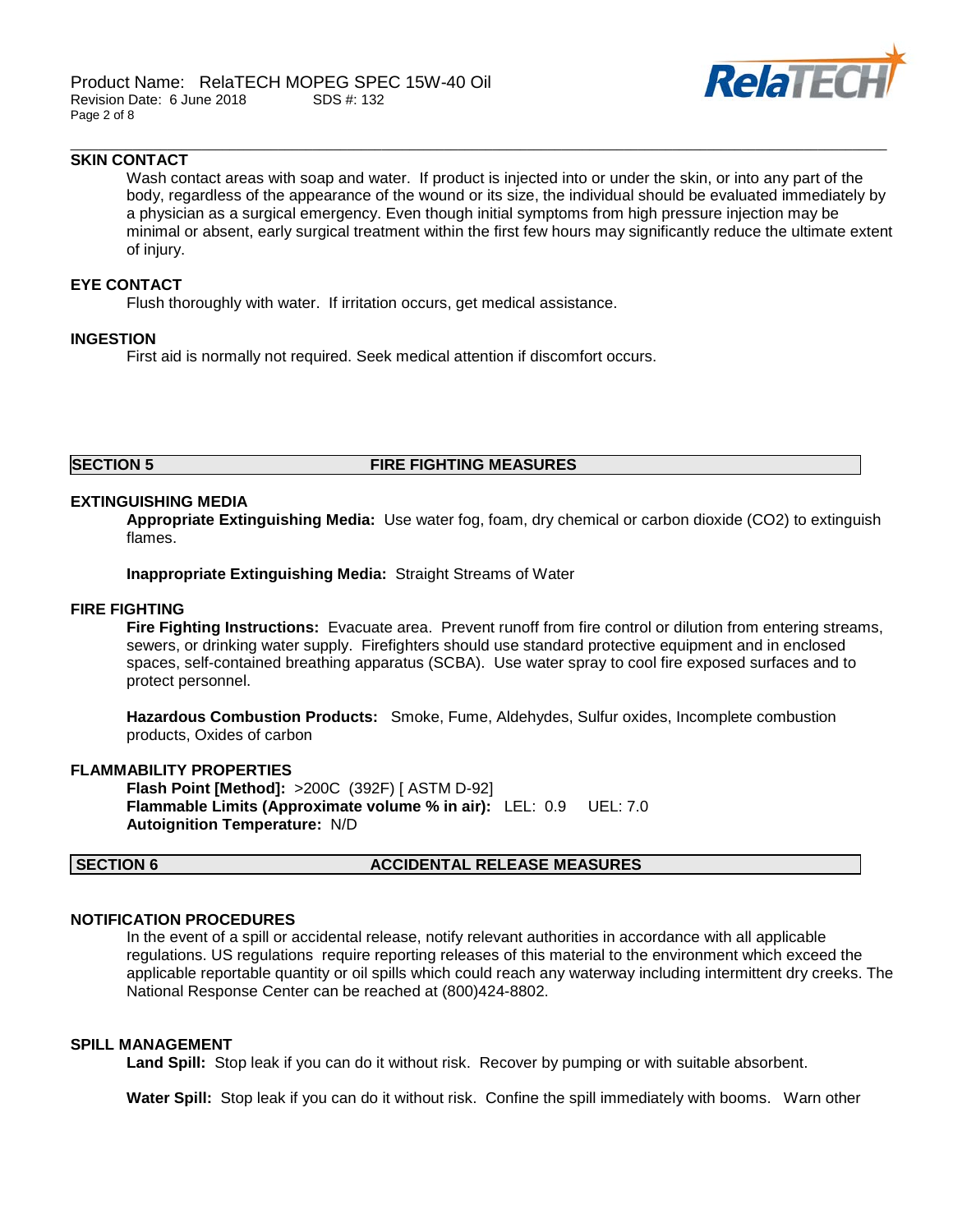### SKIN CONTACT

Wash contact areas with soap and water. If product is injected into or under the skin, or into any part of the body, regardless of the appearance of the wound or its size, the individual should be evaluated immediately by a physician as a surgical emergency. Even though initial symptoms from high pressure injection may be minimal or absent, early surgical treatment within the first few hours may significantly reduce the ultimate extent of injury.

### EYE CONTACT

Flush thoroughly with water. If irritation occurs, get medical assistance.

### INGESTION

First aid is normally not required. Seek medical attention if discomfort occurs.

## SECTION 5 FIRE FIGHTING MEASURES

### EXTINGUISHING MEDIA

**Appropriate Extinguishing Media:** Use water fog, foam, dry chemical or carbon dioxide ($CO_2$) to extinguish flames.

**Inappropriate Extinguishing Media:** Straight Streams of Water

### FIRE FIGHTING

**Fire Fighting Instructions:** Evacuate area. Prevent runoff from fire control or dilution from entering streams, sewers, or drinking water supply. Firefighters should use standard protective equipment and in enclosed spaces, self-contained breathing apparatus (SCBA). Use water spray to cool fire exposed surfaces and to protect personnel.

**Hazardous Combustion Products:** Smoke, Fume, Aldehydes, Sulfur oxides, Incomplete combustion products, Oxides of carbon

### FLAMMABILITY PROPERTIES

**Flash Point [Method]:** >200C (392F) [ ASTM D-92]
**Flammable Limits (Approximate volume % in air):** LEL: 0.9 UEL: 7.0
**Autoignition Temperature:** N/D

## SECTION 6 ACCIDENTAL RELEASE MEASURES

### NOTIFICATION PROCEDURES

In the event of a spill or accidental release, notify relevant authorities in accordance with all applicable regulations. US regulations require reporting releases of this material to the environment which exceed the applicable reportable quantity or oil spills which could reach any waterway including intermittent dry creeks. The National Response Center can be reached at (800)424-8802.

### SPILL MANAGEMENT

**Land Spill:** Stop leak if you can do it without risk. Recover by pumping or with suitable absorbent.

**Water Spill:** Stop leak if you can do it without risk. Confine the spill immediately with booms. Warn other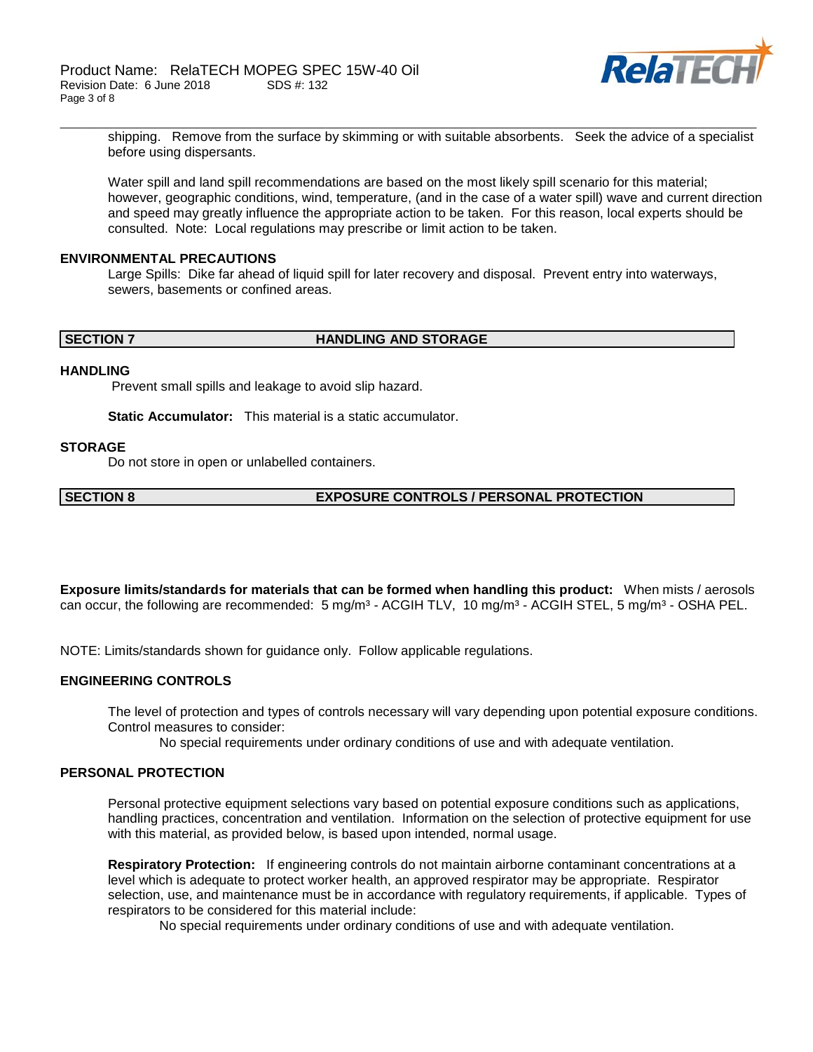shipping. Remove from the surface by skimming or with suitable absorbents. Seek the advice of a specialist before using dispersants.

Water spill and land spill recommendations are based on the most likely spill scenario for this material; however, geographic conditions, wind, temperature, (and in the case of a water spill) wave and current direction and speed may greatly influence the appropriate action to be taken. For this reason, local experts should be consulted. Note: Local regulations may prescribe or limit action to be taken.

### ENVIRONMENTAL PRECAUTIONS

Large Spills: Dike far ahead of liquid spill for later recovery and disposal. Prevent entry into waterways, sewers, basements or confined areas.

## SECTION 7 HANDLING AND STORAGE

### HANDLING

Prevent small spills and leakage to avoid slip hazard.

**Static Accumulator:** This material is a static accumulator.

### STORAGE

Do not store in open or unlabelled containers.

## SECTION 8 EXPOSURE CONTROLS / PERSONAL PROTECTION

**Exposure limits/standards for materials that can be formed when handling this product:** When mists / aerosols can occur, the following are recommended: 5 mg/m³ - ACGIH TLV, 10 mg/m³ - ACGIH STEL, 5 mg/m³ - OSHA PEL.

NOTE: Limits/standards shown for guidance only. Follow applicable regulations.

### ENGINEERING CONTROLS

The level of protection and types of controls necessary will vary depending upon potential exposure conditions. Control measures to consider:

No special requirements under ordinary conditions of use and with adequate ventilation.

### PERSONAL PROTECTION

Personal protective equipment selections vary based on potential exposure conditions such as applications, handling practices, concentration and ventilation. Information on the selection of protective equipment for use with this material, as provided below, is based upon intended, normal usage.

**Respiratory Protection:** If engineering controls do not maintain airborne contaminant concentrations at a level which is adequate to protect worker health, an approved respirator may be appropriate. Respirator selection, use, and maintenance must be in accordance with regulatory requirements, if applicable. Types of respirators to be considered for this material include:

No special requirements under ordinary conditions of use and with adequate ventilation.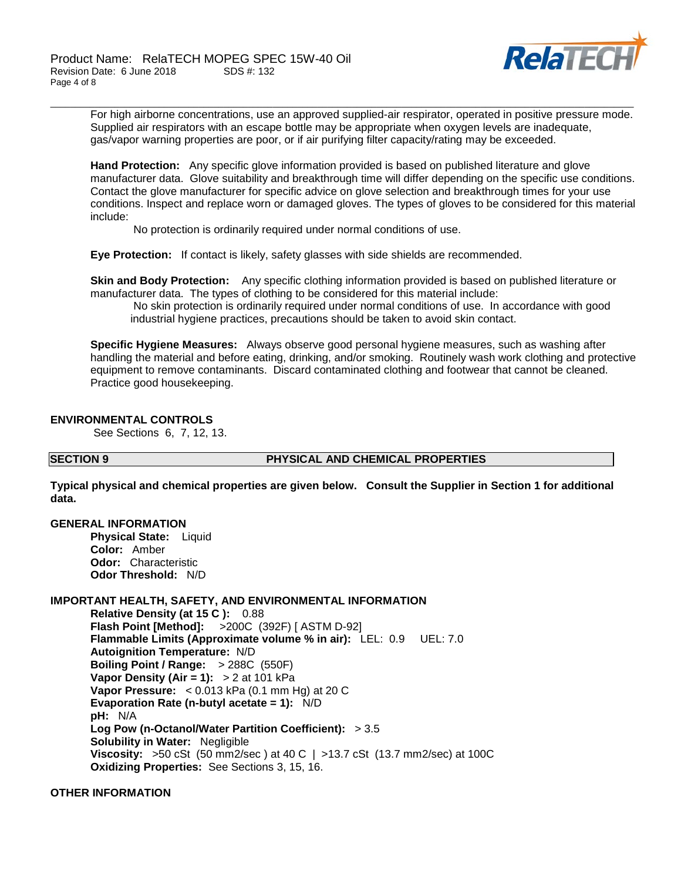For high airborne concentrations, use an approved supplied-air respirator, operated in positive pressure mode. Supplied air respirators with an escape bottle may be appropriate when oxygen levels are inadequate, gas/vapor warning properties are poor, or if air purifying filter capacity/rating may be exceeded.

**Hand Protection:** Any specific glove information provided is based on published literature and glove manufacturer data. Glove suitability and breakthrough time will differ depending on the specific use conditions. Contact the glove manufacturer for specific advice on glove selection and breakthrough times for your use conditions. Inspect and replace worn or damaged gloves. The types of gloves to be considered for this material include:

No protection is ordinarily required under normal conditions of use.

**Eye Protection:** If contact is likely, safety glasses with side shields are recommended.

**Skin and Body Protection:** Any specific clothing information provided is based on published literature or manufacturer data. The types of clothing to be considered for this material include:

No skin protection is ordinarily required under normal conditions of use. In accordance with good industrial hygiene practices, precautions should be taken to avoid skin contact.

**Specific Hygiene Measures:** Always observe good personal hygiene measures, such as washing after handling the material and before eating, drinking, and/or smoking. Routinely wash work clothing and protective equipment to remove contaminants. Discard contaminated clothing and footwear that cannot be cleaned. Practice good housekeeping.

### ENVIRONMENTAL CONTROLS

See Sections 6, 7, 12, 13.

## SECTION 9 PHYSICAL AND CHEMICAL PROPERTIES

**Typical physical and chemical properties are given below. Consult the Supplier in Section 1 for additional data.**

### GENERAL INFORMATION

**Physical State:** Liquid
**Color:** Amber
**Odor:** Characteristic
**Odor Threshold:** N/D

### IMPORTANT HEALTH, SAFETY, AND ENVIRONMENTAL INFORMATION

**Relative Density (at 15 C ):** 0.88
**Flash Point [Method]:** >200C (392F) [ ASTM D-92]
**Flammable Limits (Approximate volume % in air):** LEL: 0.9 UEL: 7.0
**Autoignition Temperature:** N/D
**Boiling Point / Range:** > 288C (550F)
**Vapor Density (Air = 1):** > 2 at 101 kPa
**Vapor Pressure:** < 0.013 kPa (0.1 mm Hg) at 20 C
**Evaporation Rate (n-butyl acetate = 1):** N/D
**pH:** N/A
**Log Pow (n-Octanol/Water Partition Coefficient):** > 3.5
**Solubility in Water:** Negligible
**Viscosity:** >50 cSt (50 mm2/sec ) at 40 C | >13.7 cSt (13.7 mm2/sec) at 100C
**Oxidizing Properties:** See Sections 3, 15, 16.

### OTHER INFORMATION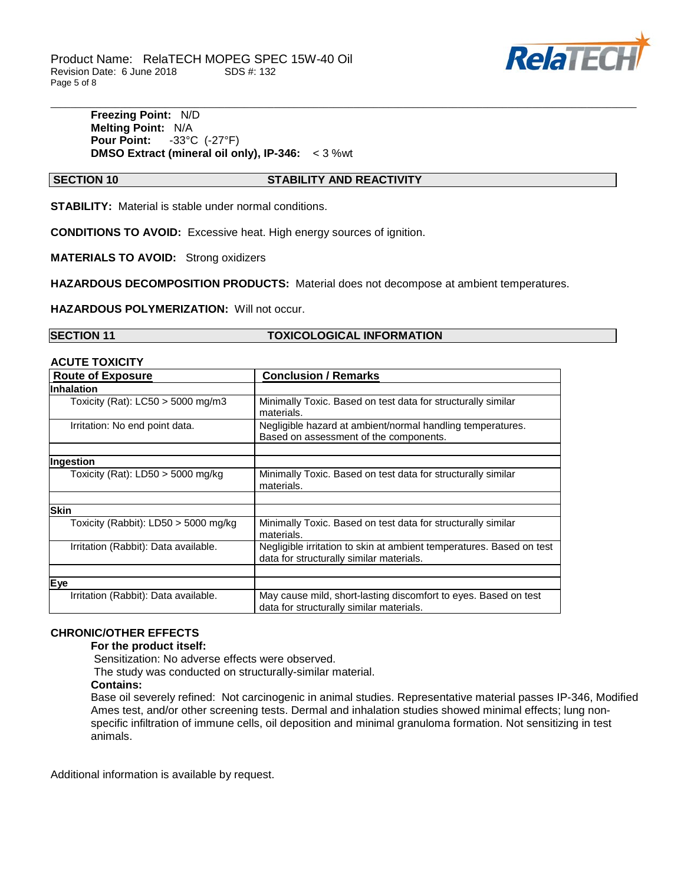**Freezing Point:** N/D
**Melting Point:** N/A
**Pour Point:** -33°C (-27°F)
**DMSO Extract (mineral oil only), IP-346:** < 3 %wt

## SECTION 10 STABILITY AND REACTIVITY

**STABILITY:** Material is stable under normal conditions.

**CONDITIONS TO AVOID:** Excessive heat. High energy sources of ignition.

**MATERIALS TO AVOID:** Strong oxidizers

**HAZARDOUS DECOMPOSITION PRODUCTS:** Material does not decompose at ambient temperatures.

**HAZARDOUS POLYMERIZATION:** Will not occur.

## SECTION 11 TOXICOLOGICAL INFORMATION

### ACUTE TOXICITY

| Route of Exposure | Conclusion / Remarks |
|---|---|
| **Inhalation** | |
| Toxicity (Rat): LC50 > 5000 mg/m3 | Minimally Toxic. Based on test data for structurally similar materials. |
| Irritation: No end point data. | Negligible hazard at ambient/normal handling temperatures. Based on assessment of the components. |
| | |
| **Ingestion** | |
| Toxicity (Rat): LD50 > 5000 mg/kg | Minimally Toxic. Based on test data for structurally similar materials. |
| | |
| **Skin** | |
| Toxicity (Rabbit): LD50 > 5000 mg/kg | Minimally Toxic. Based on test data for structurally similar materials. |
| Irritation (Rabbit): Data available. | Negligible irritation to skin at ambient temperatures. Based on test data for structurally similar materials. |
| | |
| **Eye** | |
| Irritation (Rabbit): Data available. | May cause mild, short-lasting discomfort to eyes. Based on test data for structurally similar materials. |

### CHRONIC/OTHER EFFECTS

**For the product itself:**

Sensitization: No adverse effects were observed.
The study was conducted on structurally-similar material.

**Contains:**

Base oil severely refined: Not carcinogenic in animal studies. Representative material passes IP-346, Modified Ames test, and/or other screening tests. Dermal and inhalation studies showed minimal effects; lung non-specific infiltration of immune cells, oil deposition and minimal granuloma formation. Not sensitizing in test animals.

Additional information is available by request.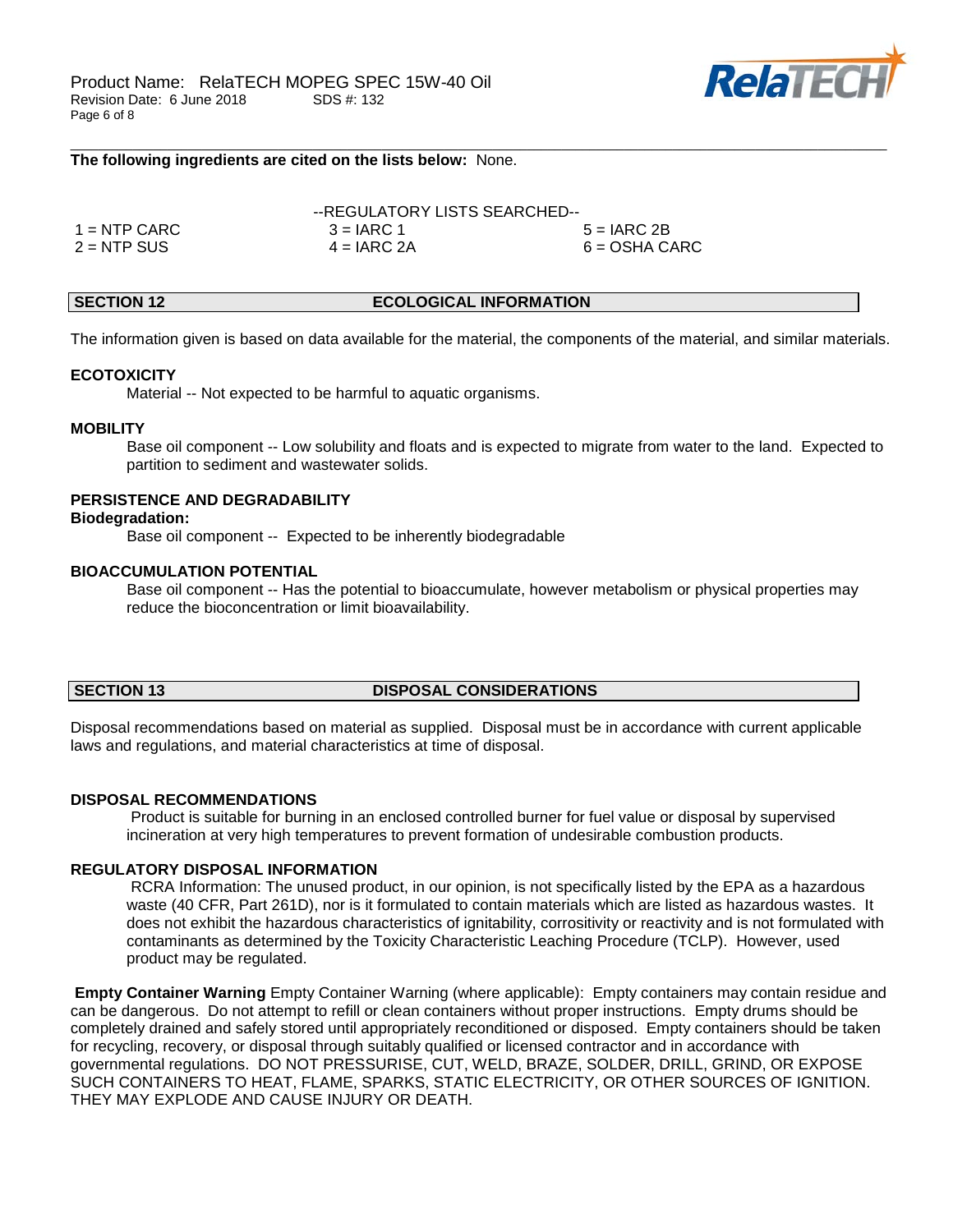**The following ingredients are cited on the lists below:** None.

--REGULATORY LISTS SEARCHED--

| | | |
|---|---|---|
| 1 = NTP CARC | 3 = IARC 1 | 5 = IARC 2B |
| 2 = NTP SUS | 4 = IARC 2A | 6 = OSHA CARC |

## SECTION 12 ECOLOGICAL INFORMATION

The information given is based on data available for the material, the components of the material, and similar materials.

### ECOTOXICITY

Material -- Not expected to be harmful to aquatic organisms.

### MOBILITY

Base oil component -- Low solubility and floats and is expected to migrate from water to the land. Expected to partition to sediment and wastewater solids.

### PERSISTENCE AND DEGRADABILITY

**Biodegradation:**

Base oil component -- Expected to be inherently biodegradable

### BIOACCUMULATION POTENTIAL

Base oil component -- Has the potential to bioaccumulate, however metabolism or physical properties may reduce the bioconcentration or limit bioavailability.

## SECTION 13 DISPOSAL CONSIDERATIONS

Disposal recommendations based on material as supplied. Disposal must be in accordance with current applicable laws and regulations, and material characteristics at time of disposal.

### DISPOSAL RECOMMENDATIONS

Product is suitable for burning in an enclosed controlled burner for fuel value or disposal by supervised incineration at very high temperatures to prevent formation of undesirable combustion products.

### REGULATORY DISPOSAL INFORMATION

RCRA Information: The unused product, in our opinion, is not specifically listed by the EPA as a hazardous waste (40 CFR, Part 261D), nor is it formulated to contain materials which are listed as hazardous wastes. It does not exhibit the hazardous characteristics of ignitability, corrositivity or reactivity and is not formulated with contaminants as determined by the Toxicity Characteristic Leaching Procedure (TCLP). However, used product may be regulated.

**Empty Container Warning** Empty Container Warning (where applicable): Empty containers may contain residue and can be dangerous. Do not attempt to refill or clean containers without proper instructions. Empty drums should be completely drained and safely stored until appropriately reconditioned or disposed. Empty containers should be taken for recycling, recovery, or disposal through suitably qualified or licensed contractor and in accordance with governmental regulations. DO NOT PRESSURISE, CUT, WELD, BRAZE, SOLDER, DRILL, GRIND, OR EXPOSE SUCH CONTAINERS TO HEAT, FLAME, SPARKS, STATIC ELECTRICITY, OR OTHER SOURCES OF IGNITION. THEY MAY EXPLODE AND CAUSE INJURY OR DEATH.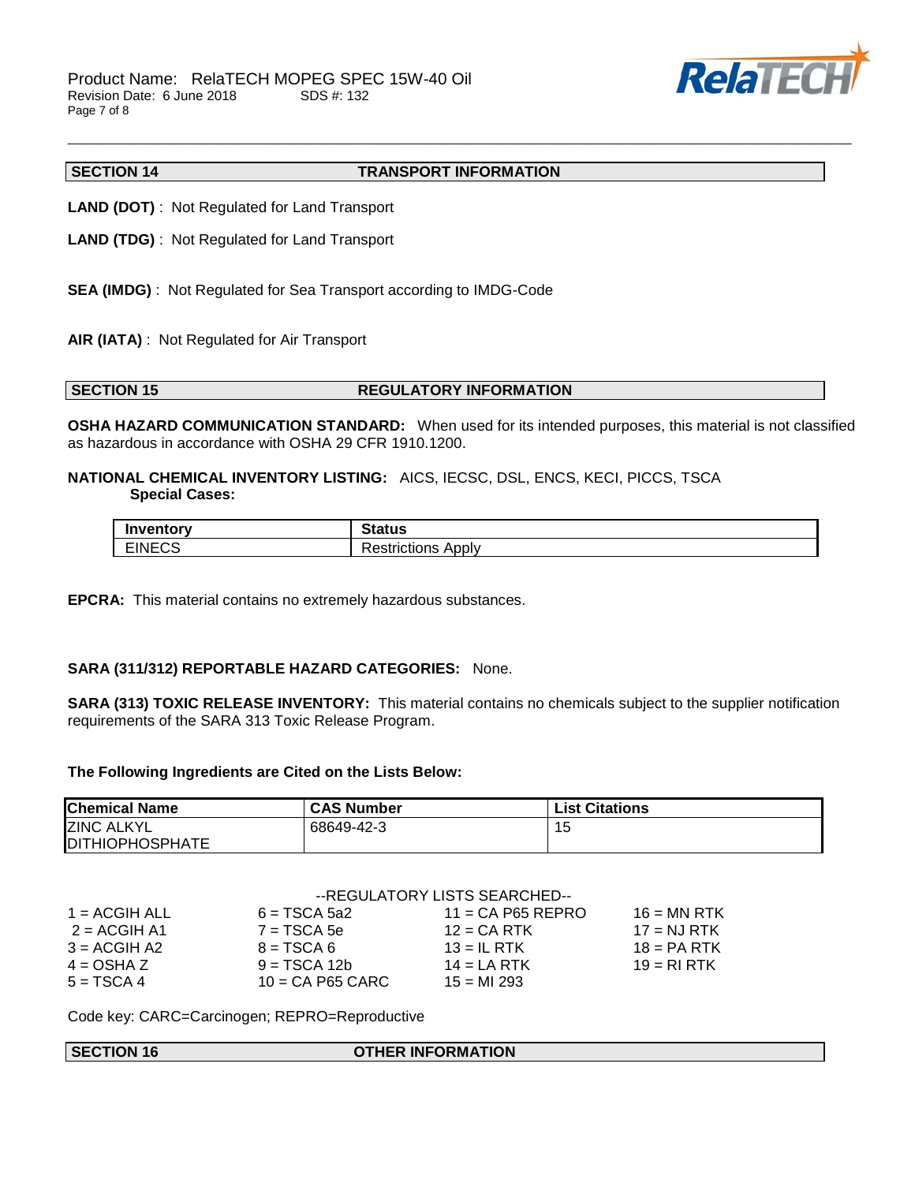## SECTION 14 TRANSPORT INFORMATION

**LAND (DOT)** : Not Regulated for Land Transport

**LAND (TDG)** : Not Regulated for Land Transport

**SEA (IMDG)** : Not Regulated for Sea Transport according to IMDG-Code

**AIR (IATA)** : Not Regulated for Air Transport

## SECTION 15 REGULATORY INFORMATION

**OSHA HAZARD COMMUNICATION STANDARD:** When used for its intended purposes, this material is not classified as hazardous in accordance with OSHA 29 CFR 1910.1200.

**NATIONAL CHEMICAL INVENTORY LISTING:** AICS, IECSC, DSL, ENCS, KECI, PICCS, TSCA
**Special Cases:**

| Inventory | Status |
|---|---|
| EINECS | Restrictions Apply |

**EPCRA:** This material contains no extremely hazardous substances.

**SARA (311/312) REPORTABLE HAZARD CATEGORIES:** None.

**SARA (313) TOXIC RELEASE INVENTORY:** This material contains no chemicals subject to the supplier notification requirements of the SARA 313 Toxic Release Program.

**The Following Ingredients are Cited on the Lists Below:**

| Chemical Name | CAS Number | List Citations |
|---|---|---|
| ZINC ALKYL DITHIOPHOSPHATE | 68649-42-3 | 15 |

--REGULATORY LISTS SEARCHED--

| | | | |
|---|---|---|---|
| 1 = ACGIH ALL | 6 = TSCA 5a2 | 11 = CA P65 REPRO | 16 = MN RTK |
| 2 = ACGIH A1 | 7 = TSCA 5e | 12 = CA RTK | 17 = NJ RTK |
| 3 = ACGIH A2 | 8 = TSCA 6 | 13 = IL RTK | 18 = PA RTK |
| 4 = OSHA Z | 9 = TSCA 12b | 14 = LA RTK | 19 = RI RTK |
| 5 = TSCA 4 | 10 = CA P65 CARC | 15 = MI 293 | |

Code key: CARC=Carcinogen; REPRO=Reproductive

## SECTION 16 OTHER INFORMATION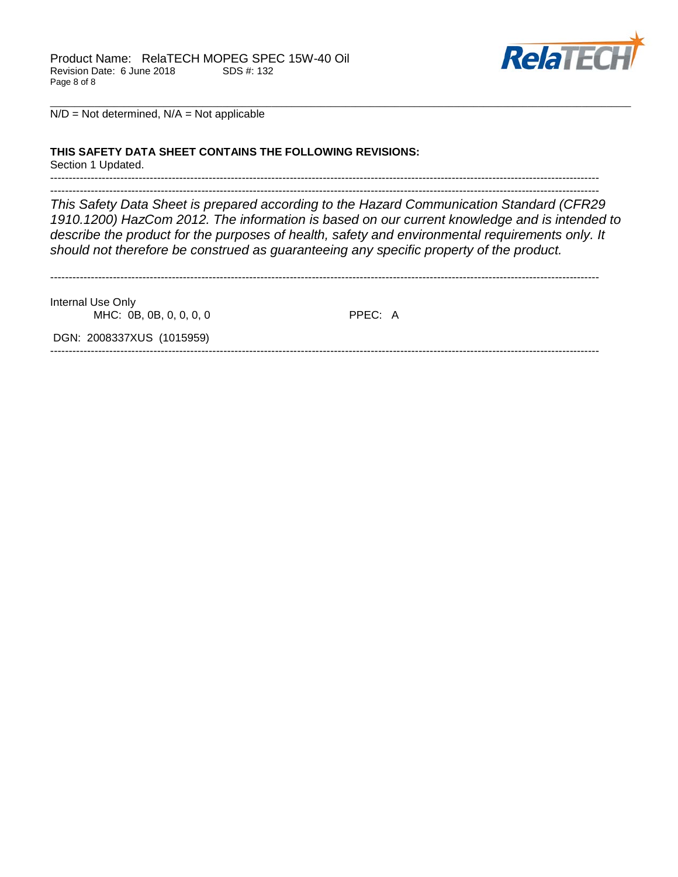N/D = Not determined, N/A = Not applicable

**THIS SAFETY DATA SHEET CONTAINS THE FOLLOWING REVISIONS:**

Section 1 Updated.

---

*This Safety Data Sheet is prepared according to the Hazard Communication Standard (CFR29 1910.1200) HazCom 2012. The information is based on our current knowledge and is intended to describe the product for the purposes of health, safety and environmental requirements only. It should not therefore be construed as guaranteeing any specific property of the product.*

---

Internal Use Only

MHC: 0B, 0B, 0, 0, 0, 0 PPEC: A

DGN: 2008337XUS (1015959)

---